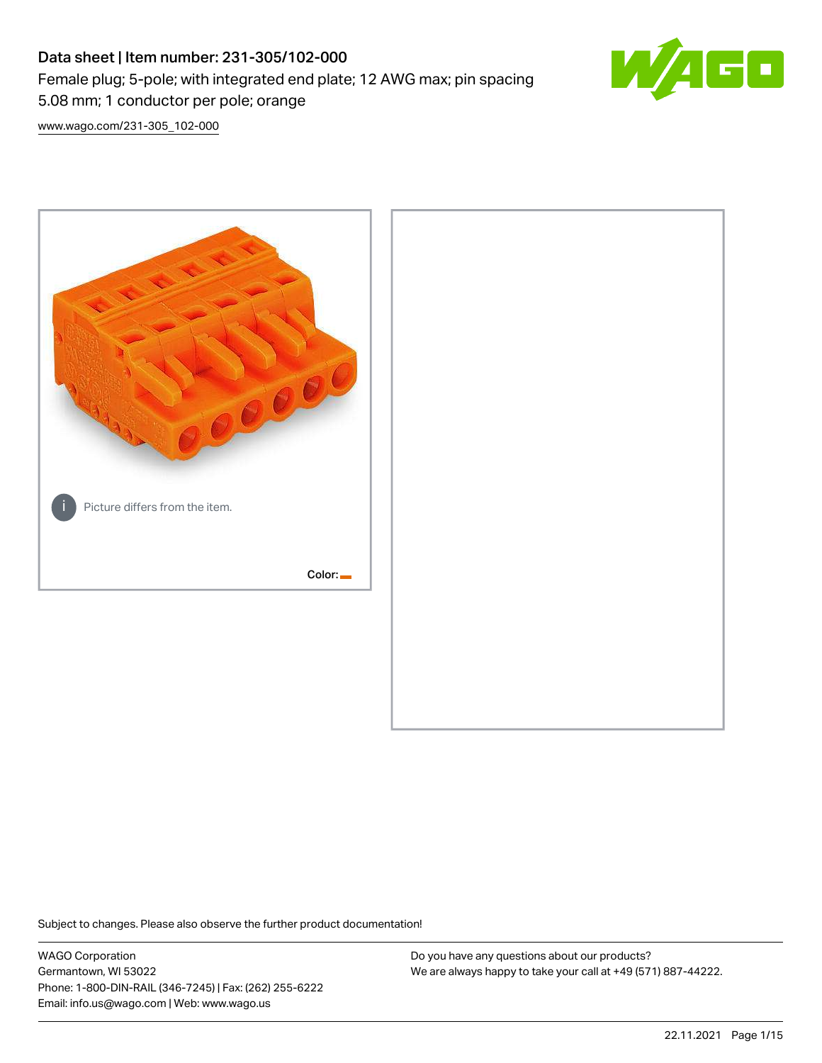# Data sheet | Item number: 231-305/102-000

Female plug; 5-pole; with integrated end plate; 12 AWG max; pin spacing 5.08 mm; 1 conductor per pole; orange

www.wago.com/231-305_102-000

Picture differs from the item.

Color:

Subject to changes. Please also observe the further product documentation!

WAGO Corporation
Germantown, WI 53022
Phone: 1-800-DIN-RAIL (346-7245) | Fax: (262) 255-6222
Email: info.us@wago.com | Web: www.wago.us

Do you have any questions about our products?
We are always happy to take your call at +49 (571) 887-44222.

22.11.2021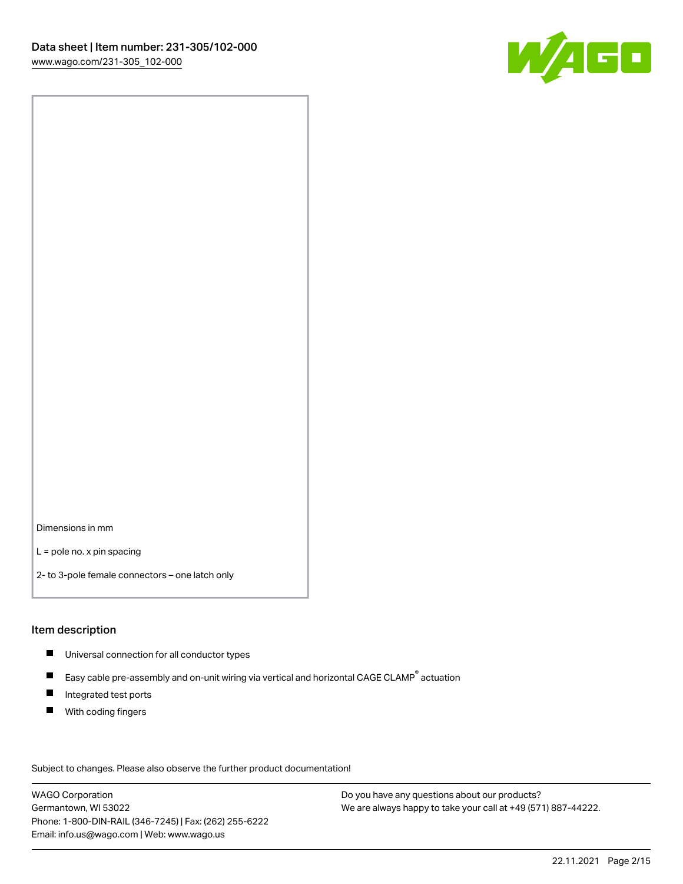Dimensions in mm

L = pole no. x pin spacing

2- to 3-pole female connectors – one latch only

## Item description

- Universal connection for all conductor types
- Easy cable pre-assembly and on-unit wiring via vertical and horizontal CAGE CLAMP® actuation
- Integrated test ports
- With coding fingers

Subject to changes. Please also observe the further product documentation!

WAGO Corporation
Germantown, WI 53022
Phone: 1-800-DIN-RAIL (346-7245) | Fax: (262) 255-6222
Email: info.us@wago.com | Web: www.wago.us

Do you have any questions about our products?
We are always happy to take your call at +49 (571) 887-44222.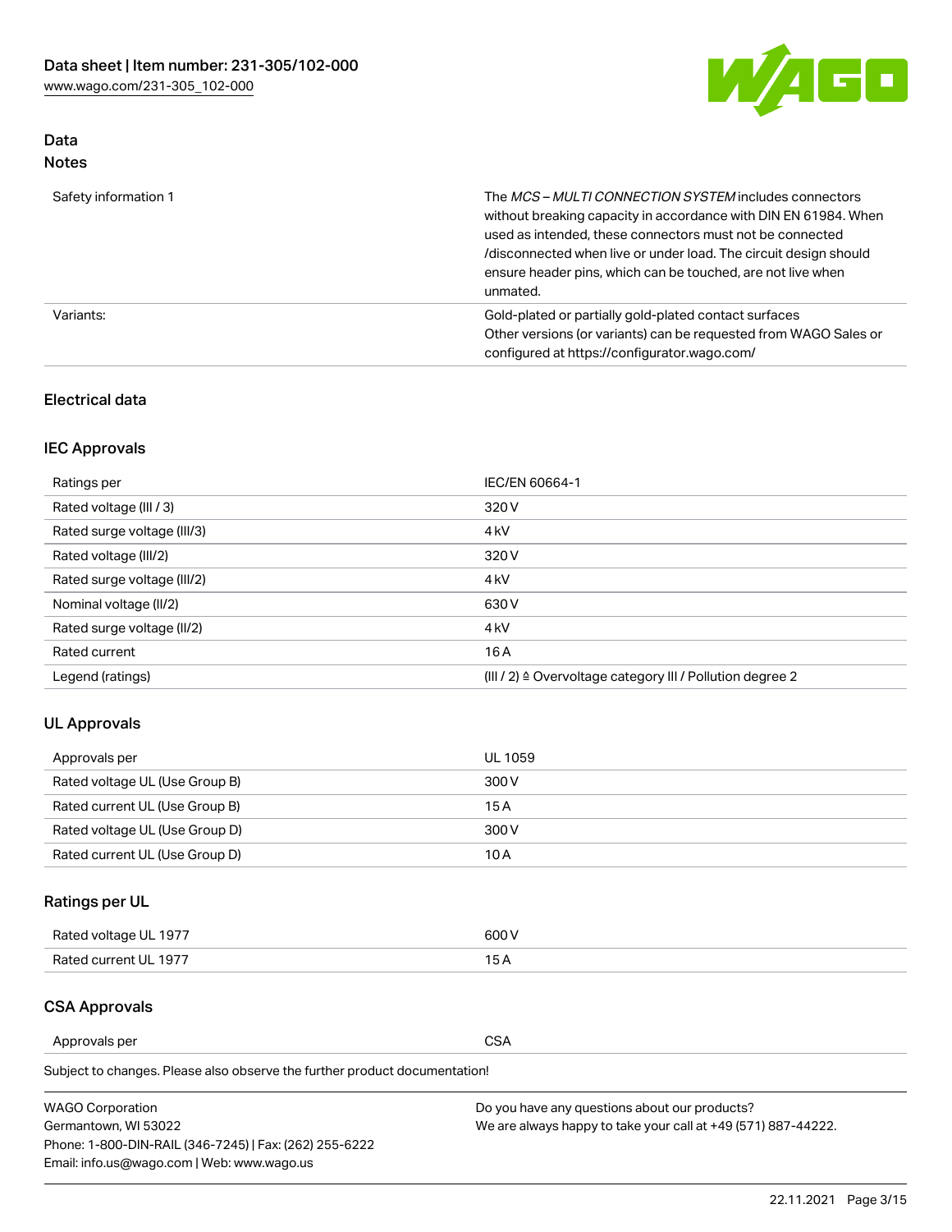## Data

### Notes

| | |
|---|---|
| Safety information 1 | The *MCS – MULTI CONNECTION SYSTEM* includes connectors without breaking capacity in accordance with DIN EN 61984. When used as intended, these connectors must not be connected /disconnected when live or under load. The circuit design should ensure header pins, which can be touched, are not live when unmated. |
| Variants: | Gold-plated or partially gold-plated contact surfaces<br>Other versions (or variants) can be requested from WAGO Sales or configured at https://configurator.wago.com/ |

## Electrical data

### IEC Approvals

| | |
|---|---|
| Ratings per | IEC/EN 60664-1 |
| Rated voltage (III / 3) | 320 V |
| Rated surge voltage (III/3) | 4 kV |
| Rated voltage (III/2) | 320 V |
| Rated surge voltage (III/2) | 4 kV |
| Nominal voltage (II/2) | 630 V |
| Rated surge voltage (II/2) | 4 kV |
| Rated current | 16 A |
| Legend (ratings) | (III / 2) ≙ Overvoltage category III / Pollution degree 2 |

### UL Approvals

| | |
|---|---|
| Approvals per | UL 1059 |
| Rated voltage UL (Use Group B) | 300 V |
| Rated current UL (Use Group B) | 15 A |
| Rated voltage UL (Use Group D) | 300 V |
| Rated current UL (Use Group D) | 10 A |

### Ratings per UL

| | |
|---|---|
| Rated voltage UL 1977 | 600 V |
| Rated current UL 1977 | 15 A |

### CSA Approvals

| | |
|---|---|
| Approvals per | CSA |

Subject to changes. Please also observe the further product documentation!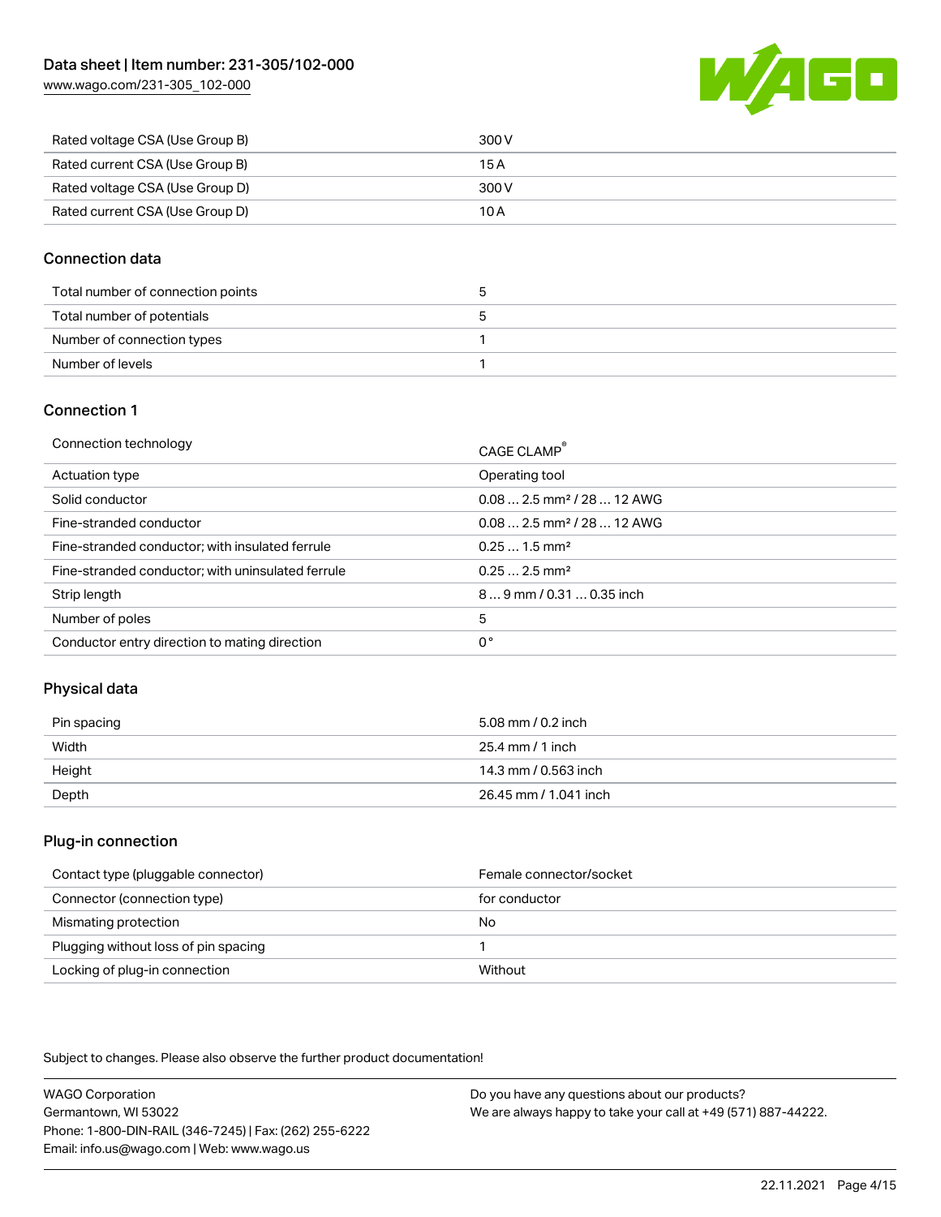| | |
|---|---|
| Rated voltage CSA (Use Group B) | 300 V |
| Rated current CSA (Use Group B) | 15 A |
| Rated voltage CSA (Use Group D) | 300 V |
| Rated current CSA (Use Group D) | 10 A |

## Connection data

| | |
|---|---|
| Total number of connection points | 5 |
| Total number of potentials | 5 |
| Number of connection types | 1 |
| Number of levels | 1 |

## Connection 1

| | |
|---|---|
| Connection technology | CAGE CLAMP® |
| Actuation type | Operating tool |
| Solid conductor | 0.08 … 2.5 mm² / 28 … 12 AWG |
| Fine-stranded conductor | 0.08 … 2.5 mm² / 28 … 12 AWG |
| Fine-stranded conductor; with insulated ferrule | 0.25 … 1.5 mm² |
| Fine-stranded conductor; with uninsulated ferrule | 0.25 … 2.5 mm² |
| Strip length | 8 … 9 mm / 0.31 … 0.35 inch |
| Number of poles | 5 |
| Conductor entry direction to mating direction | 0 ° |

## Physical data

| | |
|---|---|
| Pin spacing | 5.08 mm / 0.2 inch |
| Width | 25.4 mm / 1 inch |
| Height | 14.3 mm / 0.563 inch |
| Depth | 26.45 mm / 1.041 inch |

## Plug-in connection

| | |
|---|---|
| Contact type (pluggable connector) | Female connector/socket |
| Connector (connection type) | for conductor |
| Mismating protection | No |
| Plugging without loss of pin spacing | 1 |
| Locking of plug-in connection | Without |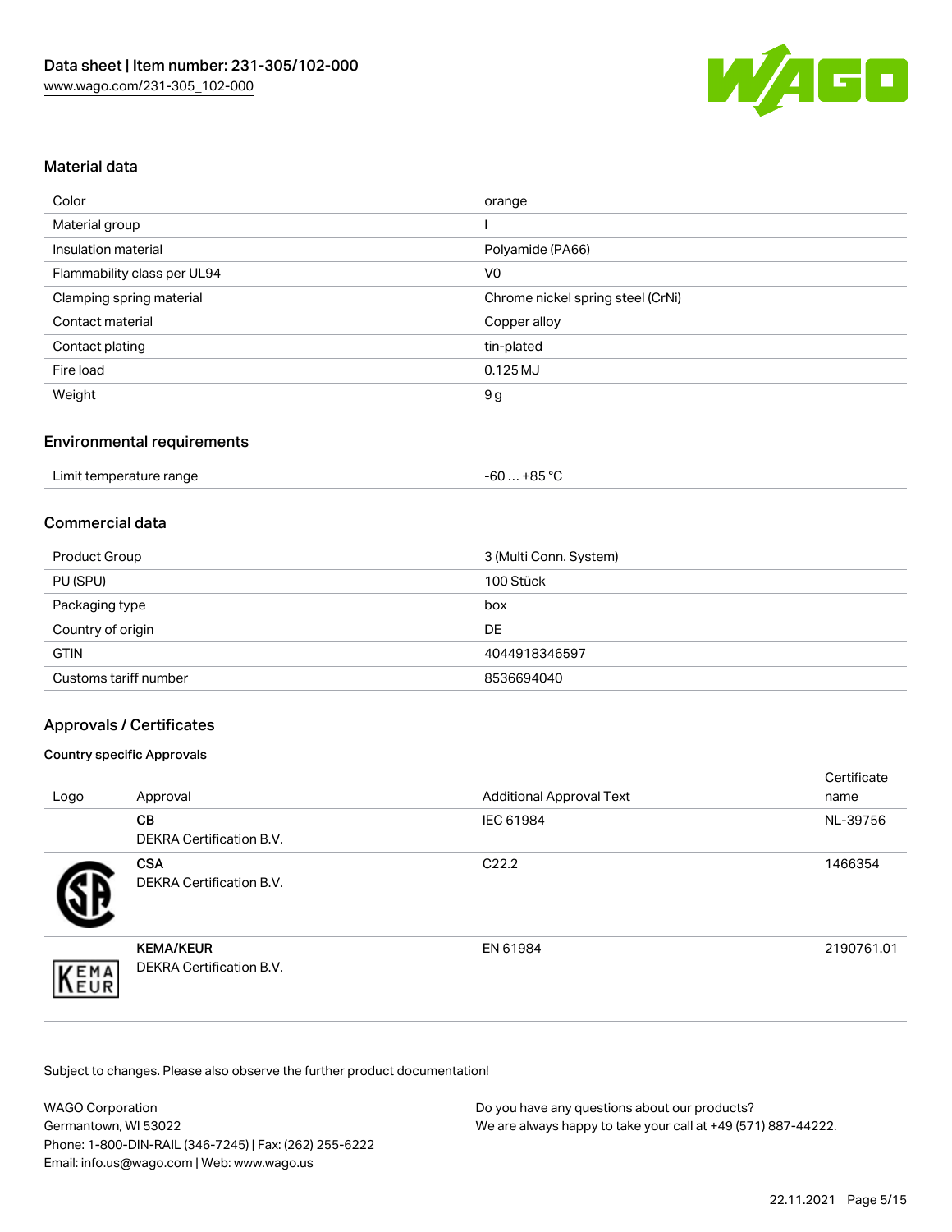## Material data

| Color | orange |
|---|---|
| Material group | I |
| Insulation material | Polyamide (PA66) |
| Flammability class per UL94 | V0 |
| Clamping spring material | Chrome nickel spring steel (CrNi) |
| Contact material | Copper alloy |
| Contact plating | tin-plated |
| Fire load | 0.125 MJ |
| Weight | 9 g |

## Environmental requirements

| Limit temperature range | -60 … +85 °C |
|---|---|

## Commercial data

| Product Group | 3 (Multi Conn. System) |
|---|---|
| PU (SPU) | 100 Stück |
| Packaging type | box |
| Country of origin | DE |
| GTIN | 4044918346597 |
| Customs tariff number | 8536694040 |

## Approvals / Certificates

### Country specific Approvals

| Logo | Approval | Additional Approval Text | Certificate name |
|---|---|---|---|
| | **CB** DEKRA Certification B.V. | IEC 61984 | NL-39756 |
| | **CSA** DEKRA Certification B.V. | C22.2 | 1466354 |
| | **KEMA/KEUR** DEKRA Certification B.V. | EN 61984 | 2190761.01 |

Subject to changes. Please also observe the further product documentation!

WAGO Corporation
Germantown, WI 53022
Phone: 1-800-DIN-RAIL (346-7245) | Fax: (262) 255-6222
Email: info.us@wago.com | Web: www.wago.us

Do you have any questions about our products?
We are always happy to take your call at +49 (571) 887-44222.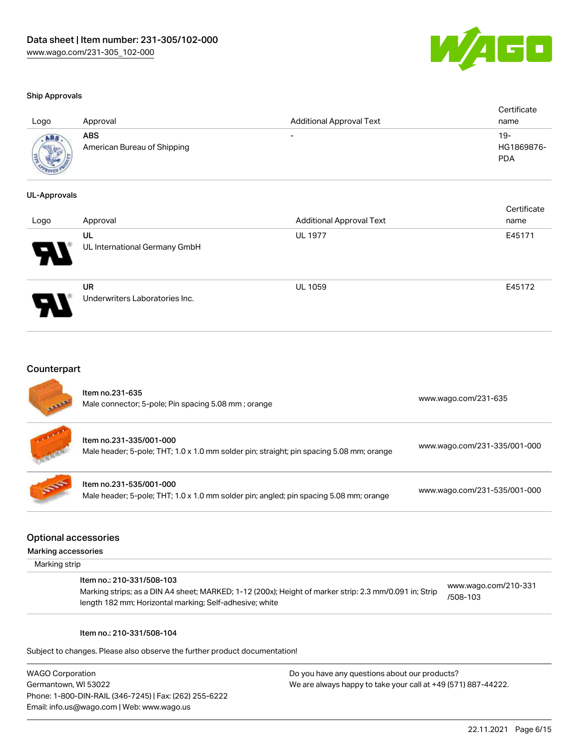### Ship Approvals

| Logo | Approval | Additional Approval Text | Certificate name |
|---|---|---|---|
| | **ABS** American Bureau of Shipping | - | 19-HG1869876-PDA |

### UL-Approvals

| Logo | Approval | Additional Approval Text | Certificate name |
|---|---|---|---|
| | **UL** UL International Germany GmbH | UL 1977 | E45171 |
| | **UR** Underwriters Laboratories Inc. | UL 1059 | E45172 |

## Counterpart

| | | |
|---|---|---|
| | Item no.231-635<br>Male connector; 5-pole; Pin spacing 5.08 mm ; orange | www.wago.com/231-635 |
| | Item no.231-335/001-000<br>Male header; 5-pole; THT; 1.0 x 1.0 mm solder pin; straight; pin spacing 5.08 mm; orange | www.wago.com/231-335/001-000 |
| | Item no.231-535/001-000<br>Male header; 5-pole; THT; 1.0 x 1.0 mm solder pin; angled; pin spacing 5.08 mm; orange | www.wago.com/231-535/001-000 |

## Optional accessories

Marking accessories

Marking strip

| | |
|---|---|
| Item no.: 210-331/508-103<br>Marking strips; as a DIN A4 sheet; MARKED; 1-12 (200x); Height of marker strip: 2.3 mm/0.091 in; Strip length 182 mm; Horizontal marking; Self-adhesive; white | www.wago.com/210-331/508-103 |

Item no.: 210-331/508-104

Subject to changes. Please also observe the further product documentation!

WAGO Corporation
Germantown, WI 53022
Phone: 1-800-DIN-RAIL (346-7245) | Fax: (262) 255-6222
Email: info.us@wago.com | Web: www.wago.us

Do you have any questions about our products?
We are always happy to take your call at +49 (571) 887-44222.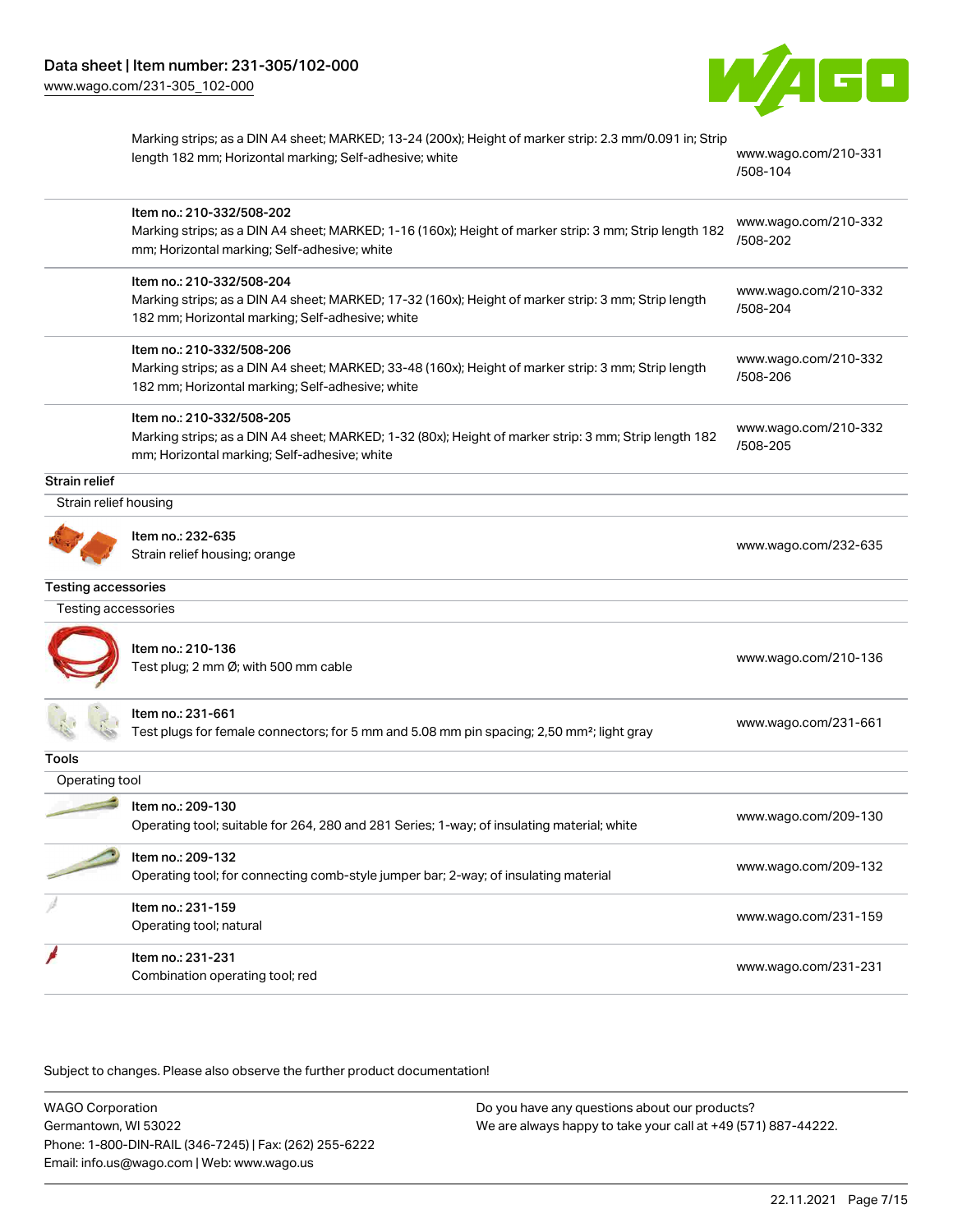| | | |
|---|---|---|
| | Marking strips; as a DIN A4 sheet; MARKED; 13-24 (200x); Height of marker strip: 2.3 mm/0.091 in; Strip length 182 mm; Horizontal marking; Self-adhesive; white | www.wago.com/210-331/508-104 |
| | Item no.: 210-332/508-202<br>Marking strips; as a DIN A4 sheet; MARKED; 1-16 (160x); Height of marker strip: 3 mm; Strip length 182 mm; Horizontal marking; Self-adhesive; white | www.wago.com/210-332/508-202 |
| | Item no.: 210-332/508-204<br>Marking strips; as a DIN A4 sheet; MARKED; 17-32 (160x); Height of marker strip: 3 mm; Strip length 182 mm; Horizontal marking; Self-adhesive; white | www.wago.com/210-332/508-204 |
| | Item no.: 210-332/508-206<br>Marking strips; as a DIN A4 sheet; MARKED; 33-48 (160x); Height of marker strip: 3 mm; Strip length 182 mm; Horizontal marking; Self-adhesive; white | www.wago.com/210-332/508-206 |
| | Item no.: 210-332/508-205<br>Marking strips; as a DIN A4 sheet; MARKED; 1-32 (80x); Height of marker strip: 3 mm; Strip length 182 mm; Horizontal marking; Self-adhesive; white | www.wago.com/210-332/508-205 |

**Strain relief**

Strain relief housing

| | | |
|---|---|---|
| | Item no.: 232-635<br>Strain relief housing; orange | www.wago.com/232-635 |

**Testing accessories**

Testing accessories

| | | |
|---|---|---|
| | Item no.: 210-136<br>Test plug; 2 mm Ø; with 500 mm cable | www.wago.com/210-136 |
| | Item no.: 231-661<br>Test plugs for female connectors; for 5 mm and 5.08 mm pin spacing; 2,50 mm²; light gray | www.wago.com/231-661 |

**Tools**

Operating tool

| | | |
|---|---|---|
| | Item no.: 209-130<br>Operating tool; suitable for 264, 280 and 281 Series; 1-way; of insulating material; white | www.wago.com/209-130 |
| | Item no.: 209-132<br>Operating tool; for connecting comb-style jumper bar; 2-way; of insulating material | www.wago.com/209-132 |
| | Item no.: 231-159<br>Operating tool; natural | www.wago.com/231-159 |
| | Item no.: 231-231<br>Combination operating tool; red | www.wago.com/231-231 |

Subject to changes. Please also observe the further product documentation!

WAGO Corporation
Germantown, WI 53022
Phone: 1-800-DIN-RAIL (346-7245) | Fax: (262) 255-6222
Email: info.us@wago.com | Web: www.wago.us

Do you have any questions about our products?
We are always happy to take your call at +49 (571) 887-44222.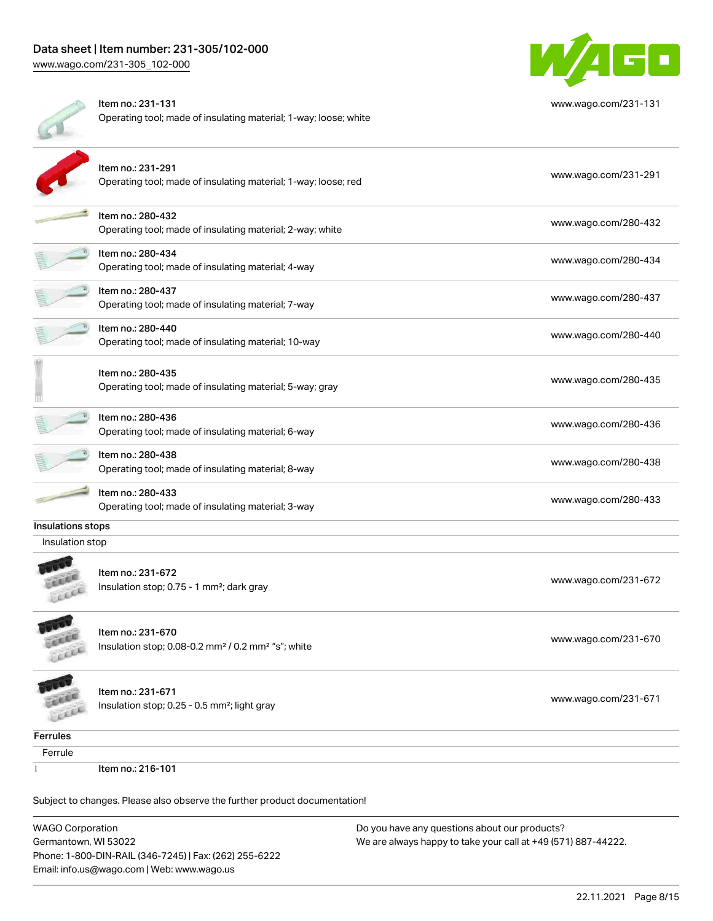| | | |
|---|---|---|
| | Item no.: 231-131<br>Operating tool; made of insulating material; 1-way; loose; white | www.wago.com/231-131 |
| | Item no.: 231-291<br>Operating tool; made of insulating material; 1-way; loose; red | www.wago.com/231-291 |
| | Item no.: 280-432<br>Operating tool; made of insulating material; 2-way; white | www.wago.com/280-432 |
| | Item no.: 280-434<br>Operating tool; made of insulating material; 4-way | www.wago.com/280-434 |
| | Item no.: 280-437<br>Operating tool; made of insulating material; 7-way | www.wago.com/280-437 |
| | Item no.: 280-440<br>Operating tool; made of insulating material; 10-way | www.wago.com/280-440 |
| | Item no.: 280-435<br>Operating tool; made of insulating material; 5-way; gray | www.wago.com/280-435 |
| | Item no.: 280-436<br>Operating tool; made of insulating material; 6-way | www.wago.com/280-436 |
| | Item no.: 280-438<br>Operating tool; made of insulating material; 8-way | www.wago.com/280-438 |
| | Item no.: 280-433<br>Operating tool; made of insulating material; 3-way | www.wago.com/280-433 |

**Insulations stops**

Insulation stop

| | | |
|---|---|---|
| | Item no.: 231-672<br>Insulation stop; 0.75 - 1 mm²; dark gray | www.wago.com/231-672 |
| | Item no.: 231-670<br>Insulation stop; 0.08-0.2 mm² / 0.2 mm² "s"; white | www.wago.com/231-670 |
| | Item no.: 231-671<br>Insulation stop; 0.25 - 0.5 mm²; light gray | www.wago.com/231-671 |

**Ferrules**

Ferrule

| | | |
|---|---|---|
| | Item no.: 216-101 | |

Subject to changes. Please also observe the further product documentation!

WAGO Corporation
Germantown, WI 53022
Phone: 1-800-DIN-RAIL (346-7245) | Fax: (262) 255-6222
Email: info.us@wago.com | Web: www.wago.us

Do you have any questions about our products?
We are always happy to take your call at +49 (571) 887-44222.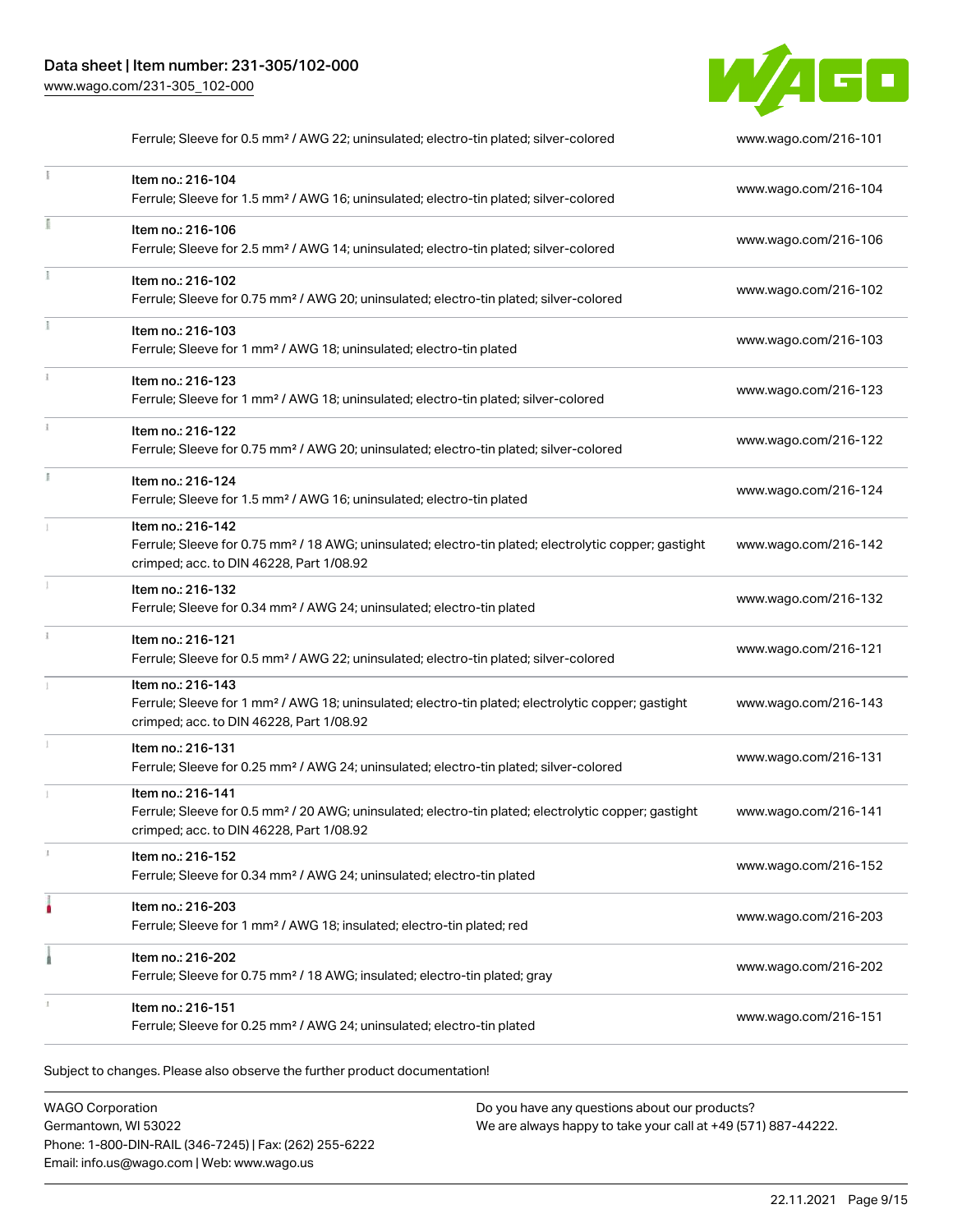| Description | URL |
| --- | --- |
| Ferrule; Sleeve for 0.5 mm² / AWG 22; uninsulated; electro-tin plated; silver-colored | www.wago.com/216-101 |
| Item no.: 216-104<br>Ferrule; Sleeve for 1.5 mm² / AWG 16; uninsulated; electro-tin plated; silver-colored | www.wago.com/216-104 |
| Item no.: 216-106<br>Ferrule; Sleeve for 2.5 mm² / AWG 14; uninsulated; electro-tin plated; silver-colored | www.wago.com/216-106 |
| Item no.: 216-102<br>Ferrule; Sleeve for 0.75 mm² / AWG 20; uninsulated; electro-tin plated; silver-colored | www.wago.com/216-102 |
| Item no.: 216-103<br>Ferrule; Sleeve for 1 mm² / AWG 18; uninsulated; electro-tin plated | www.wago.com/216-103 |
| Item no.: 216-123<br>Ferrule; Sleeve for 1 mm² / AWG 18; uninsulated; electro-tin plated; silver-colored | www.wago.com/216-123 |
| Item no.: 216-122<br>Ferrule; Sleeve for 0.75 mm² / AWG 20; uninsulated; electro-tin plated; silver-colored | www.wago.com/216-122 |
| Item no.: 216-124<br>Ferrule; Sleeve for 1.5 mm² / AWG 16; uninsulated; electro-tin plated | www.wago.com/216-124 |
| Item no.: 216-142<br>Ferrule; Sleeve for 0.75 mm² / 18 AWG; uninsulated; electro-tin plated; electrolytic copper; gastight crimped; acc. to DIN 46228, Part 1/08.92 | www.wago.com/216-142 |
| Item no.: 216-132<br>Ferrule; Sleeve for 0.34 mm² / AWG 24; uninsulated; electro-tin plated | www.wago.com/216-132 |
| Item no.: 216-121<br>Ferrule; Sleeve for 0.5 mm² / AWG 22; uninsulated; electro-tin plated; silver-colored | www.wago.com/216-121 |
| Item no.: 216-143<br>Ferrule; Sleeve for 1 mm² / AWG 18; uninsulated; electro-tin plated; electrolytic copper; gastight crimped; acc. to DIN 46228, Part 1/08.92 | www.wago.com/216-143 |
| Item no.: 216-131<br>Ferrule; Sleeve for 0.25 mm² / AWG 24; uninsulated; electro-tin plated; silver-colored | www.wago.com/216-131 |
| Item no.: 216-141<br>Ferrule; Sleeve for 0.5 mm² / 20 AWG; uninsulated; electro-tin plated; electrolytic copper; gastight crimped; acc. to DIN 46228, Part 1/08.92 | www.wago.com/216-141 |
| Item no.: 216-152<br>Ferrule; Sleeve for 0.34 mm² / AWG 24; uninsulated; electro-tin plated | www.wago.com/216-152 |
| Item no.: 216-203<br>Ferrule; Sleeve for 1 mm² / AWG 18; insulated; electro-tin plated; red | www.wago.com/216-203 |
| Item no.: 216-202<br>Ferrule; Sleeve for 0.75 mm² / 18 AWG; insulated; electro-tin plated; gray | www.wago.com/216-202 |
| Item no.: 216-151<br>Ferrule; Sleeve for 0.25 mm² / AWG 24; uninsulated; electro-tin plated | www.wago.com/216-151 |

Subject to changes. Please also observe the further product documentation!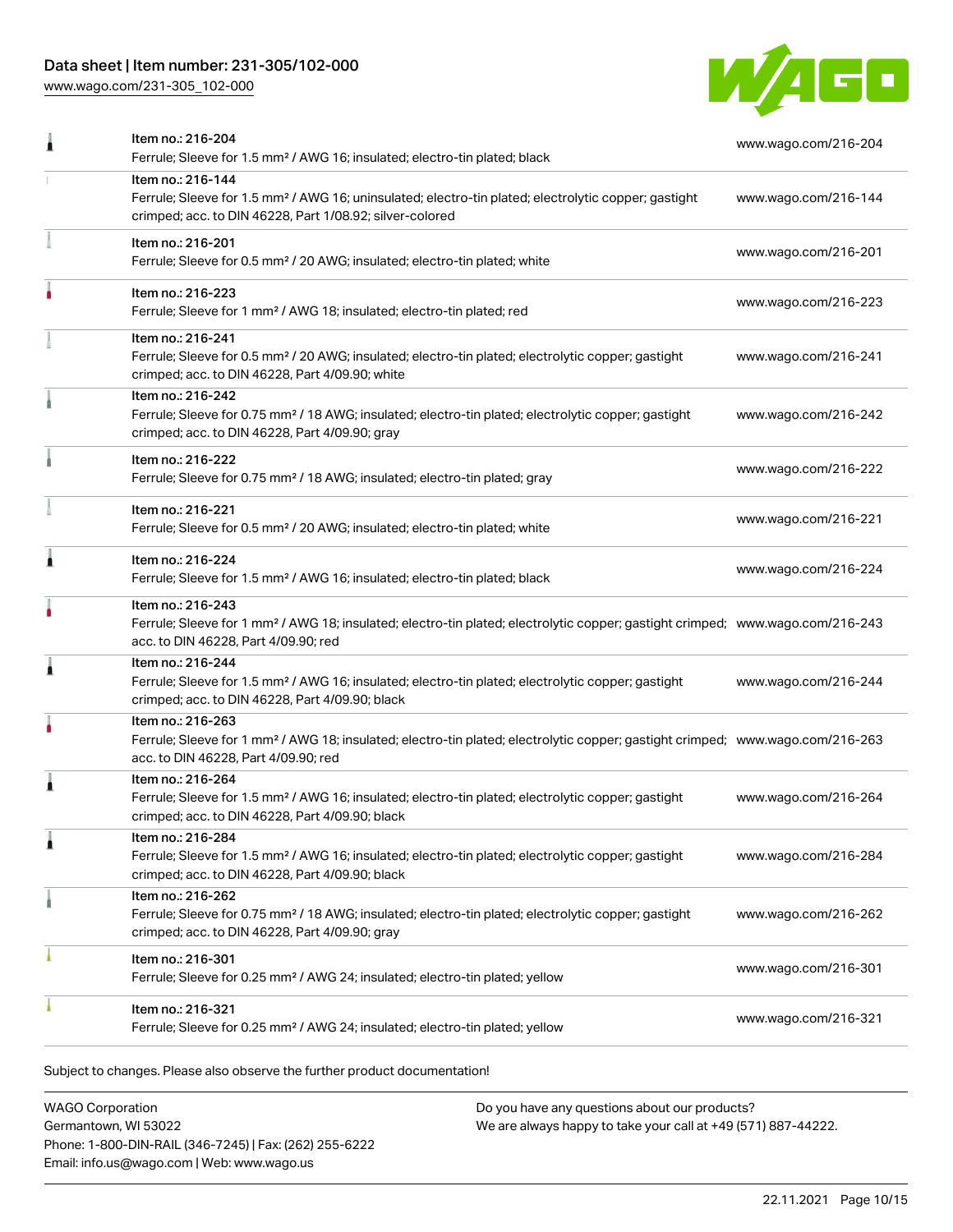| Item | Link |
| --- | --- |
| Item no.: 216-204<br>Ferrule; Sleeve for 1.5 mm² / AWG 16; insulated; electro-tin plated; black | www.wago.com/216-204 |
| Item no.: 216-144<br>Ferrule; Sleeve for 1.5 mm² / AWG 16; uninsulated; electro-tin plated; electrolytic copper; gastight crimped; acc. to DIN 46228, Part 1/08.92; silver-colored | www.wago.com/216-144 |
| Item no.: 216-201<br>Ferrule; Sleeve for 0.5 mm² / 20 AWG; insulated; electro-tin plated; white | www.wago.com/216-201 |
| Item no.: 216-223<br>Ferrule; Sleeve for 1 mm² / AWG 18; insulated; electro-tin plated; red | www.wago.com/216-223 |
| Item no.: 216-241<br>Ferrule; Sleeve for 0.5 mm² / 20 AWG; insulated; electro-tin plated; electrolytic copper; gastight crimped; acc. to DIN 46228, Part 4/09.90; white | www.wago.com/216-241 |
| Item no.: 216-242<br>Ferrule; Sleeve for 0.75 mm² / 18 AWG; insulated; electro-tin plated; electrolytic copper; gastight crimped; acc. to DIN 46228, Part 4/09.90; gray | www.wago.com/216-242 |
| Item no.: 216-222<br>Ferrule; Sleeve for 0.75 mm² / 18 AWG; insulated; electro-tin plated; gray | www.wago.com/216-222 |
| Item no.: 216-221<br>Ferrule; Sleeve for 0.5 mm² / 20 AWG; insulated; electro-tin plated; white | www.wago.com/216-221 |
| Item no.: 216-224<br>Ferrule; Sleeve for 1.5 mm² / AWG 16; insulated; electro-tin plated; black | www.wago.com/216-224 |
| Item no.: 216-243<br>Ferrule; Sleeve for 1 mm² / AWG 18; insulated; electro-tin plated; electrolytic copper; gastight crimped; acc. to DIN 46228, Part 4/09.90; red | www.wago.com/216-243 |
| Item no.: 216-244<br>Ferrule; Sleeve for 1.5 mm² / AWG 16; insulated; electro-tin plated; electrolytic copper; gastight crimped; acc. to DIN 46228, Part 4/09.90; black | www.wago.com/216-244 |
| Item no.: 216-263<br>Ferrule; Sleeve for 1 mm² / AWG 18; insulated; electro-tin plated; electrolytic copper; gastight crimped; acc. to DIN 46228, Part 4/09.90; red | www.wago.com/216-263 |
| Item no.: 216-264<br>Ferrule; Sleeve for 1.5 mm² / AWG 16; insulated; electro-tin plated; electrolytic copper; gastight crimped; acc. to DIN 46228, Part 4/09.90; black | www.wago.com/216-264 |
| Item no.: 216-284<br>Ferrule; Sleeve for 1.5 mm² / AWG 16; insulated; electro-tin plated; electrolytic copper; gastight crimped; acc. to DIN 46228, Part 4/09.90; black | www.wago.com/216-284 |
| Item no.: 216-262<br>Ferrule; Sleeve for 0.75 mm² / 18 AWG; insulated; electro-tin plated; electrolytic copper; gastight crimped; acc. to DIN 46228, Part 4/09.90; gray | www.wago.com/216-262 |
| Item no.: 216-301<br>Ferrule; Sleeve for 0.25 mm² / AWG 24; insulated; electro-tin plated; yellow | www.wago.com/216-301 |
| Item no.: 216-321<br>Ferrule; Sleeve for 0.25 mm² / AWG 24; insulated; electro-tin plated; yellow | www.wago.com/216-321 |

Subject to changes. Please also observe the further product documentation!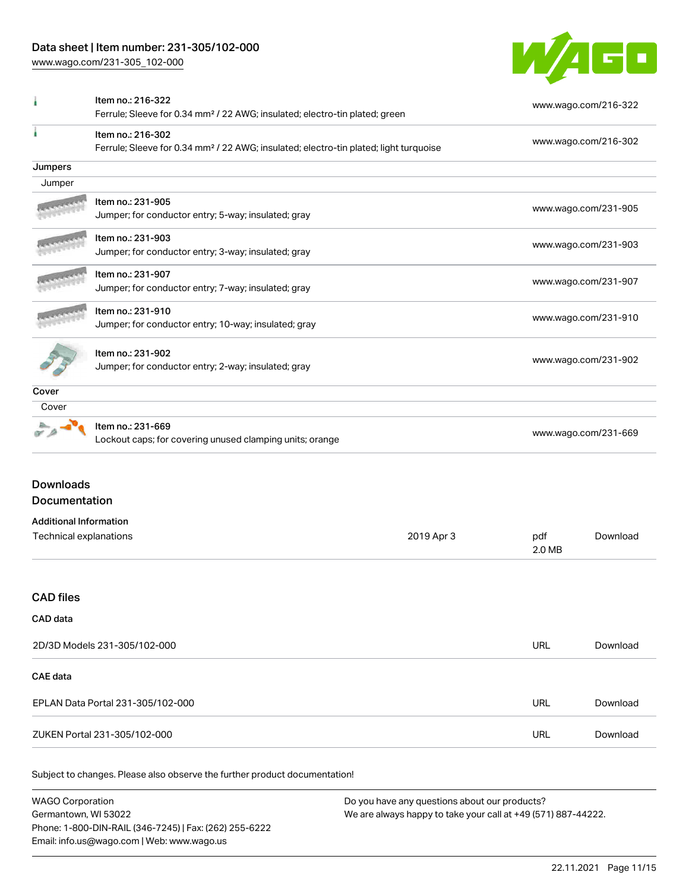| | | |
|---|---|---|
| | Item no.: 216-322<br>Ferrule; Sleeve for 0.34 mm² / 22 AWG; insulated; electro-tin plated; green | www.wago.com/216-322 |
| | Item no.: 216-302<br>Ferrule; Sleeve for 0.34 mm² / 22 AWG; insulated; electro-tin plated; light turquoise | www.wago.com/216-302 |

**Jumpers**

Jumper

| | | |
|---|---|---|
| | Item no.: 231-905<br>Jumper; for conductor entry; 5-way; insulated; gray | www.wago.com/231-905 |
| | Item no.: 231-903<br>Jumper; for conductor entry; 3-way; insulated; gray | www.wago.com/231-903 |
| | Item no.: 231-907<br>Jumper; for conductor entry; 7-way; insulated; gray | www.wago.com/231-907 |
| | Item no.: 231-910<br>Jumper; for conductor entry; 10-way; insulated; gray | www.wago.com/231-910 |
| | Item no.: 231-902<br>Jumper; for conductor entry; 2-way; insulated; gray | www.wago.com/231-902 |

**Cover**

Cover

| | | |
|---|---|---|
| | Item no.: 231-669<br>Lockout caps; for covering unused clamping units; orange | www.wago.com/231-669 |

## Downloads

### Documentation

**Additional Information**

| | | | |
|---|---|---|---|
| Technical explanations | 2019 Apr 3 | pdf<br>2.0 MB | Download |

## CAD files

**CAD data**

| | | |
|---|---|---|
| 2D/3D Models 231-305/102-000 | URL | Download |

**CAE data**

| | | |
|---|---|---|
| EPLAN Data Portal 231-305/102-000 | URL | Download |
| ZUKEN Portal 231-305/102-000 | URL | Download |

Subject to changes. Please also observe the further product documentation!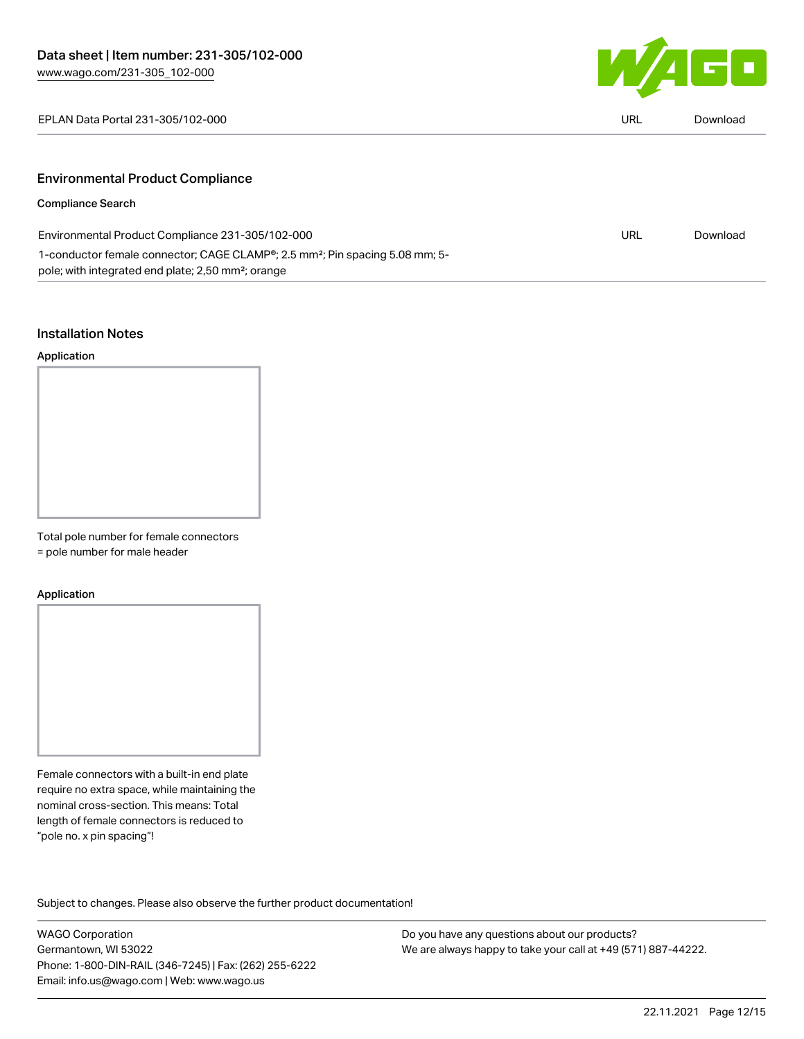| EPLAN Data Portal 231-305/102-000 | URL | Download |
| --- | --- | --- |

## Environmental Product Compliance

### Compliance Search

| Environmental Product Compliance 231-305/102-000 | URL | Download |
| --- | --- | --- |
| 1-conductor female connector; CAGE CLAMP®; 2.5 mm²; Pin spacing 5.08 mm; 5-pole; with integrated end plate; 2,50 mm²; orange | | |

## Installation Notes

### Application

Total pole number for female connectors = pole number for male header

### Application

Female connectors with a built-in end plate require no extra space, while maintaining the nominal cross-section. This means: Total length of female connectors is reduced to "pole no. x pin spacing"!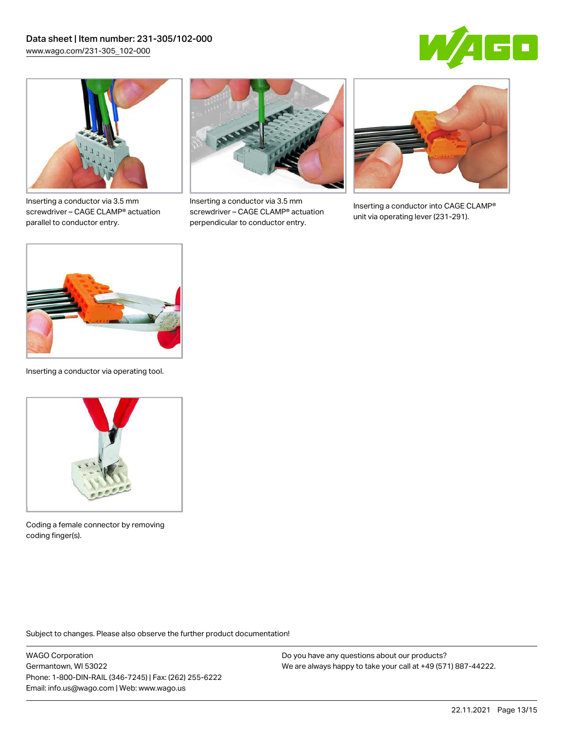Inserting a conductor via 3.5 mm screwdriver – CAGE CLAMP® actuation parallel to conductor entry.

Inserting a conductor via 3.5 mm screwdriver – CAGE CLAMP® actuation perpendicular to conductor entry.

Inserting a conductor into CAGE CLAMP® unit via operating lever (231-291).

Inserting a conductor via operating tool.

Coding a female connector by removing coding finger(s).

Subject to changes. Please also observe the further product documentation!

WAGO Corporation
Germantown, WI 53022
Phone: 1-800-DIN-RAIL (346-7245) | Fax: (262) 255-6222
Email: info.us@wago.com | Web: www.wago.us

Do you have any questions about our products?
We are always happy to take your call at +49 (571) 887-44222.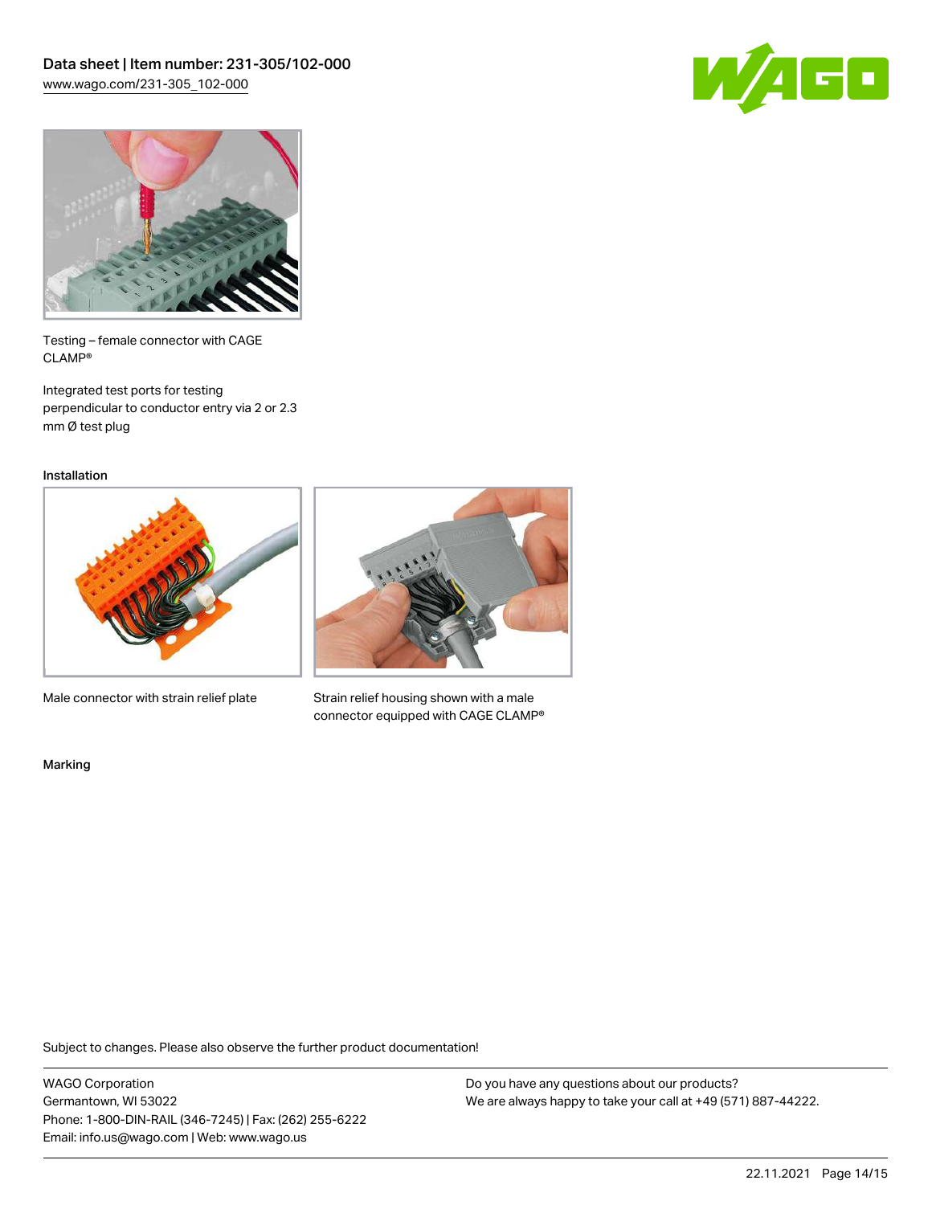Testing – female connector with CAGE CLAMP®

Integrated test ports for testing perpendicular to conductor entry via 2 or 2.3 mm Ø test plug

### Installation

Male connector with strain relief plate

Strain relief housing shown with a male connector equipped with CAGE CLAMP®

### Marking

Subject to changes. Please also observe the further product documentation!

WAGO Corporation
Germantown, WI 53022
Phone: 1-800-DIN-RAIL (346-7245) | Fax: (262) 255-6222
Email: info.us@wago.com | Web: www.wago.us

Do you have any questions about our products?
We are always happy to take your call at +49 (571) 887-44222.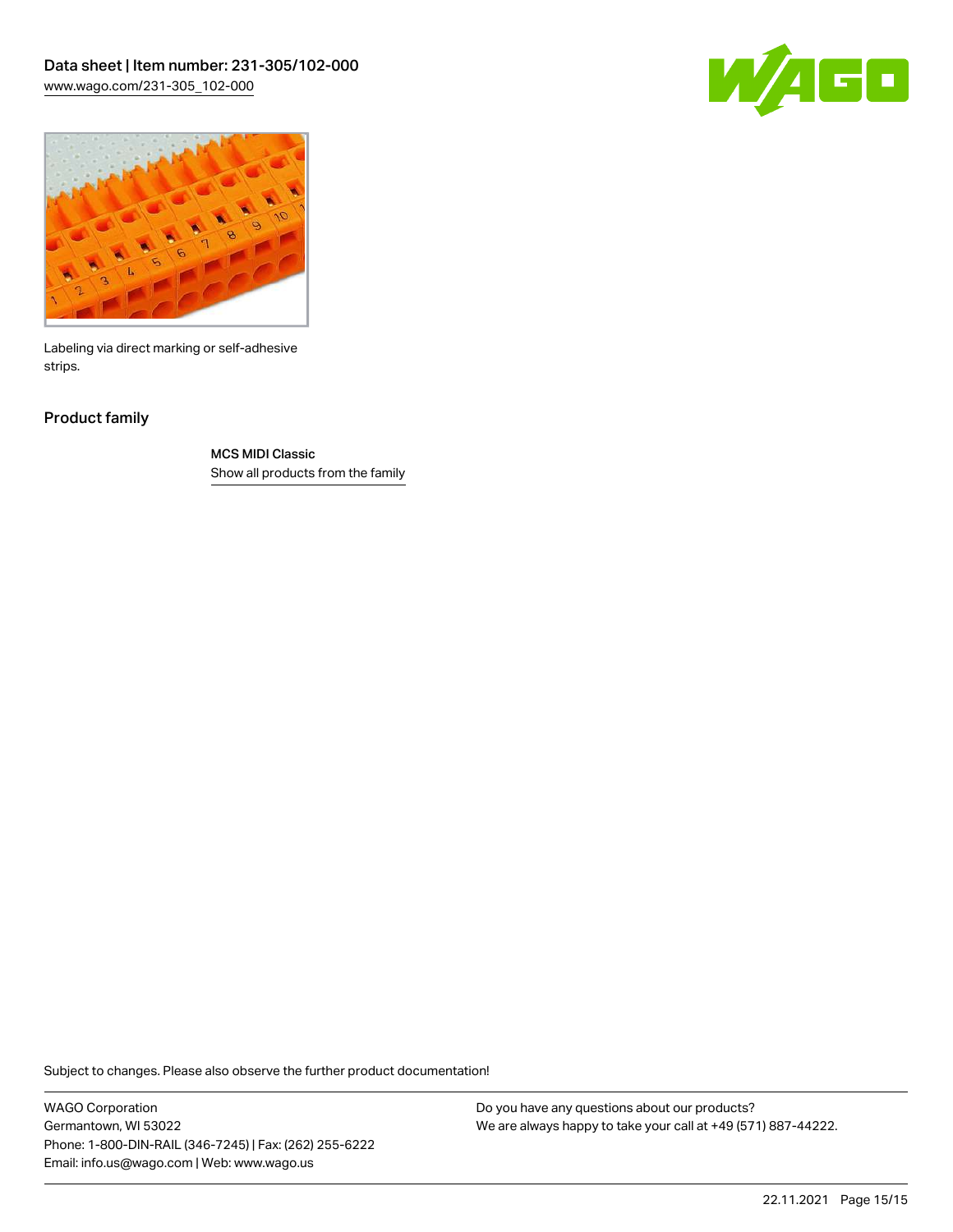Labeling via direct marking or self-adhesive strips.

## Product family

**MCS MIDI Classic**
Show all products from the family

Subject to changes. Please also observe the further product documentation!

WAGO Corporation
Germantown, WI 53022
Phone: 1-800-DIN-RAIL (346-7245) | Fax: (262) 255-6222
Email: info.us@wago.com | Web: www.wago.us

Do you have any questions about our products?
We are always happy to take your call at +49 (571) 887-44222.